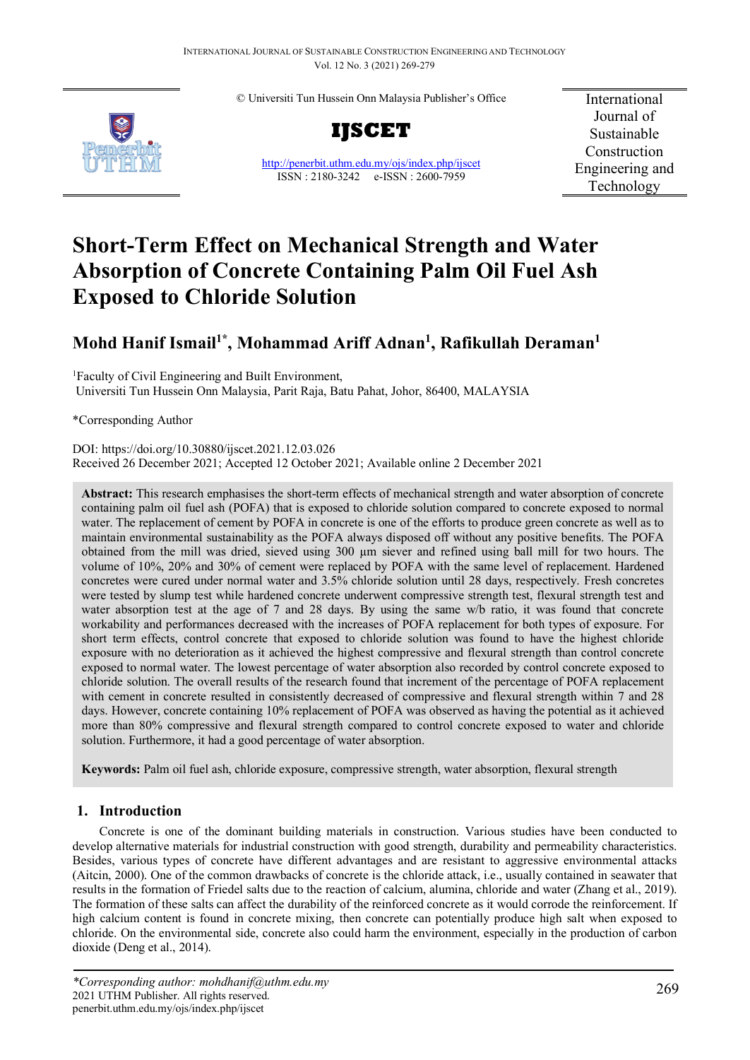© Universiti Tun Hussein Onn Malaysia Publisher's Office

**IJSCET**

http://penerbit.uthm.edu.my/ojs/index.php/ijscet
ISSN : 2180-3242 e-ISSN : 2600-7959

International Journal of Sustainable Construction Engineering and Technology

# Short-Term Effect on Mechanical Strength and Water Absorption of Concrete Containing Palm Oil Fuel Ash Exposed to Chloride Solution

**Mohd Hanif Ismail[1]*, Mohammad Ariff Adnan[1], Rafikullah Deraman[1]**

[1]Faculty of Civil Engineering and Built Environment, Universiti Tun Hussein Onn Malaysia, Parit Raja, Batu Pahat, Johor, 86400, MALAYSIA

*Corresponding Author

DOI: https://doi.org/10.30880/ijscet.2021.12.03.026
Received 26 December 2021; Accepted 12 October 2021; Available online 2 December 2021

**Abstract:** This research emphasises the short-term effects of mechanical strength and water absorption of concrete containing palm oil fuel ash (POFA) that is exposed to chloride solution compared to concrete exposed to normal water. The replacement of cement by POFA in concrete is one of the efforts to produce green concrete as well as to maintain environmental sustainability as the POFA always disposed off without any positive benefits. The POFA obtained from the mill was dried, sieved using 300 µm siever and refined using ball mill for two hours. The volume of 10%, 20% and 30% of cement were replaced by POFA with the same level of replacement. Hardened concretes were cured under normal water and 3.5% chloride solution until 28 days, respectively. Fresh concretes were tested by slump test while hardened concrete underwent compressive strength test, flexural strength test and water absorption test at the age of 7 and 28 days. By using the same w/b ratio, it was found that concrete workability and performances decreased with the increases of POFA replacement for both types of exposure. For short term effects, control concrete that exposed to chloride solution was found to have the highest chloride exposure with no deterioration as it achieved the highest compressive and flexural strength than control concrete exposed to normal water. The lowest percentage of water absorption also recorded by control concrete exposed to chloride solution. The overall results of the research found that increment of the percentage of POFA replacement with cement in concrete resulted in consistently decreased of compressive and flexural strength within 7 and 28 days. However, concrete containing 10% replacement of POFA was observed as having the potential as it achieved more than 80% compressive and flexural strength compared to control concrete exposed to water and chloride solution. Furthermore, it had a good percentage of water absorption.

**Keywords:** Palm oil fuel ash, chloride exposure, compressive strength, water absorption, flexural strength

## 1. Introduction

Concrete is one of the dominant building materials in construction. Various studies have been conducted to develop alternative materials for industrial construction with good strength, durability and permeability characteristics. Besides, various types of concrete have different advantages and are resistant to aggressive environmental attacks (Aitcin, 2000). One of the common drawbacks of concrete is the chloride attack, i.e., usually contained in seawater that results in the formation of Friedel salts due to the reaction of calcium, alumina, chloride and water (Zhang et al., 2019). The formation of these salts can affect the durability of the reinforced concrete as it would corrode the reinforcement. If high calcium content is found in concrete mixing, then concrete can potentially produce high salt when exposed to chloride. On the environmental side, concrete also could harm the environment, especially in the production of carbon dioxide (Deng et al., 2014).

*Corresponding author: mohdhanif@uthm.edu.my
2021 UTHM Publisher. All rights reserved.
penerbit.uthm.edu.my/ojs/index.php/ijscet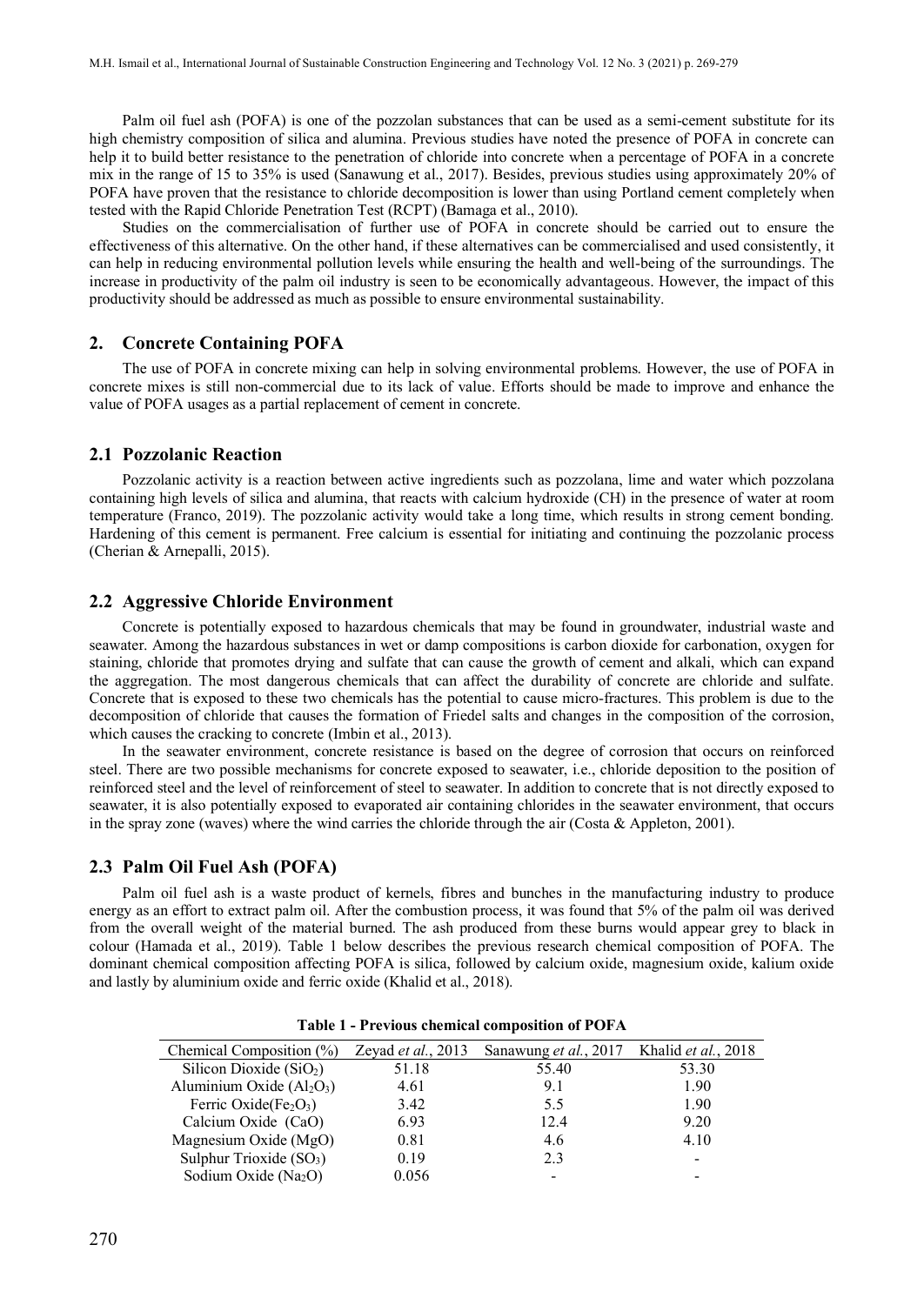Palm oil fuel ash (POFA) is one of the pozzolan substances that can be used as a semi-cement substitute for its high chemistry composition of silica and alumina. Previous studies have noted the presence of POFA in concrete can help it to build better resistance to the penetration of chloride into concrete when a percentage of POFA in a concrete mix in the range of 15 to 35% is used (Sanawung et al., 2017). Besides, previous studies using approximately 20% of POFA have proven that the resistance to chloride decomposition is lower than using Portland cement completely when tested with the Rapid Chloride Penetration Test (RCPT) (Bamaga et al., 2010).

Studies on the commercialisation of further use of POFA in concrete should be carried out to ensure the effectiveness of this alternative. On the other hand, if these alternatives can be commercialised and used consistently, it can help in reducing environmental pollution levels while ensuring the health and well-being of the surroundings. The increase in productivity of the palm oil industry is seen to be economically advantageous. However, the impact of this productivity should be addressed as much as possible to ensure environmental sustainability.

## 2. Concrete Containing POFA

The use of POFA in concrete mixing can help in solving environmental problems. However, the use of POFA in concrete mixes is still non-commercial due to its lack of value. Efforts should be made to improve and enhance the value of POFA usages as a partial replacement of cement in concrete.

### 2.1 Pozzolanic Reaction

Pozzolanic activity is a reaction between active ingredients such as pozzolana, lime and water which pozzolana containing high levels of silica and alumina, that reacts with calcium hydroxide (CH) in the presence of water at room temperature (Franco, 2019). The pozzolanic activity would take a long time, which results in strong cement bonding. Hardening of this cement is permanent. Free calcium is essential for initiating and continuing the pozzolanic process (Cherian & Arnepalli, 2015).

### 2.2 Aggressive Chloride Environment

Concrete is potentially exposed to hazardous chemicals that may be found in groundwater, industrial waste and seawater. Among the hazardous substances in wet or damp compositions is carbon dioxide for carbonation, oxygen for staining, chloride that promotes drying and sulfate that can cause the growth of cement and alkali, which can expand the aggregation. The most dangerous chemicals that can affect the durability of concrete are chloride and sulfate. Concrete that is exposed to these two chemicals has the potential to cause micro-fractures. This problem is due to the decomposition of chloride that causes the formation of Friedel salts and changes in the composition of the corrosion, which causes the cracking to concrete (Imbin et al., 2013).

In the seawater environment, concrete resistance is based on the degree of corrosion that occurs on reinforced steel. There are two possible mechanisms for concrete exposed to seawater, i.e., chloride deposition to the position of reinforced steel and the level of reinforcement of steel to seawater. In addition to concrete that is not directly exposed to seawater, it is also potentially exposed to evaporated air containing chlorides in the seawater environment, that occurs in the spray zone (waves) where the wind carries the chloride through the air (Costa & Appleton, 2001).

### 2.3 Palm Oil Fuel Ash (POFA)

Palm oil fuel ash is a waste product of kernels, fibres and bunches in the manufacturing industry to produce energy as an effort to extract palm oil. After the combustion process, it was found that 5% of the palm oil was derived from the overall weight of the material burned. The ash produced from these burns would appear grey to black in colour (Hamada et al., 2019). Table 1 below describes the previous research chemical composition of POFA. The dominant chemical composition affecting POFA is silica, followed by calcium oxide, magnesium oxide, kalium oxide and lastly by aluminium oxide and ferric oxide (Khalid et al., 2018).

**Table 1 - Previous chemical composition of POFA**

| Chemical Composition (%) | Zeyad *et al.*, 2013 | Sanawung *et al.*, 2017 | Khalid *et al.*, 2018 |
|---|---|---|---|
| Silicon Dioxide ($SiO_2$) | 51.18 | 55.40 | 53.30 |
| Aluminium Oxide ($Al_2O_3$) | 4.61 | 9.1 | 1.90 |
| Ferric Oxide($Fe_2O_3$) | 3.42 | 5.5 | 1.90 |
| Calcium Oxide (CaO) | 6.93 | 12.4 | 9.20 |
| Magnesium Oxide (MgO) | 0.81 | 4.6 | 4.10 |
| Sulphur Trioxide ($SO_3$) | 0.19 | 2.3 | - |
| Sodium Oxide ($Na_2O$) | 0.056 | - | - |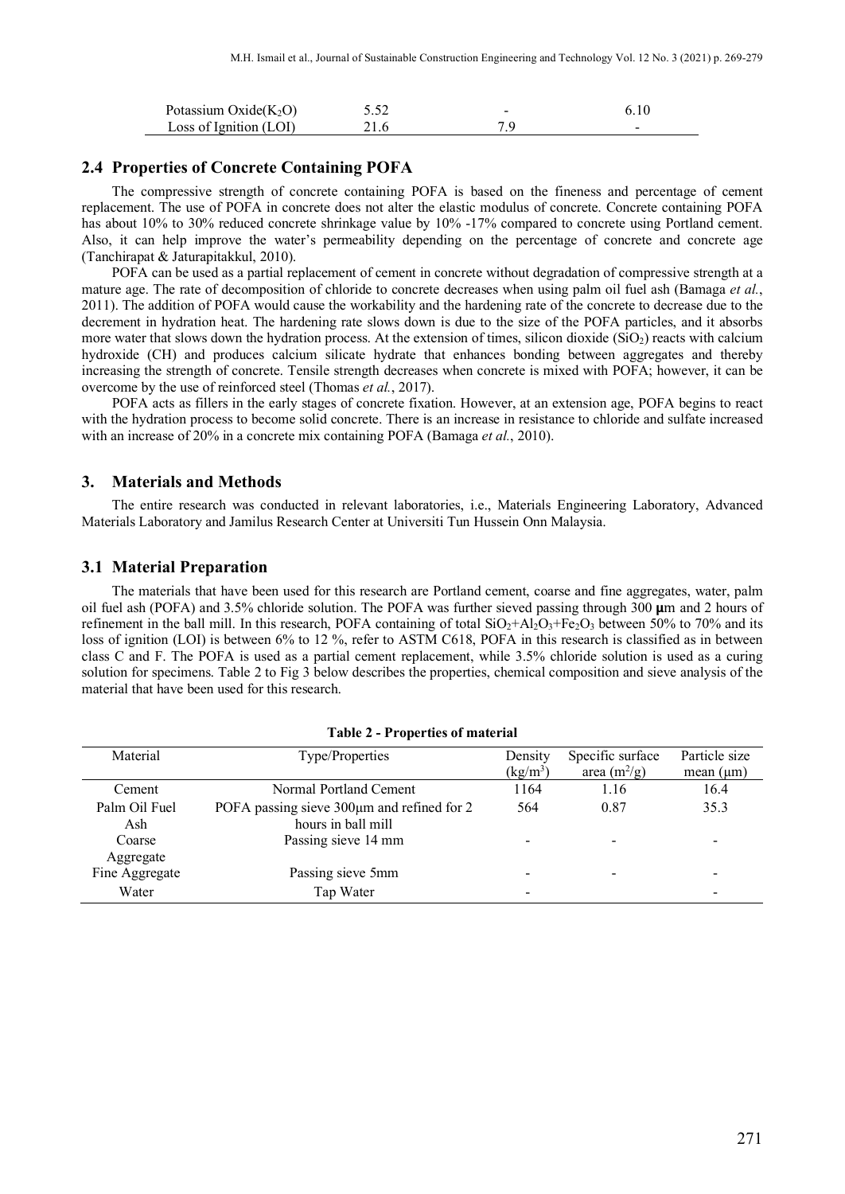| Potassium Oxide($K_2O$) | 5.52 | - | 6.10 |
|---|---|---|---|
| Loss of Ignition (LOI) | 21.6 | 7.9 | - |

## 2.4 Properties of Concrete Containing POFA

The compressive strength of concrete containing POFA is based on the fineness and percentage of cement replacement. The use of POFA in concrete does not alter the elastic modulus of concrete. Concrete containing POFA has about 10% to 30% reduced concrete shrinkage value by 10% -17% compared to concrete using Portland cement. Also, it can help improve the water's permeability depending on the percentage of concrete and concrete age (Tanchirapat & Jaturapitakkul, 2010).

POFA can be used as a partial replacement of cement in concrete without degradation of compressive strength at a mature age. The rate of decomposition of chloride to concrete decreases when using palm oil fuel ash (Bamaga *et al.*, 2011). The addition of POFA would cause the workability and the hardening rate of the concrete to decrease due to the decrement in hydration heat. The hardening rate slows down is due to the size of the POFA particles, and it absorbs more water that slows down the hydration process. At the extension of times, silicon dioxide ($SiO_2$) reacts with calcium hydroxide (CH) and produces calcium silicate hydrate that enhances bonding between aggregates and thereby increasing the strength of concrete. Tensile strength decreases when concrete is mixed with POFA; however, it can be overcome by the use of reinforced steel (Thomas *et al.*, 2017).

POFA acts as fillers in the early stages of concrete fixation. However, at an extension age, POFA begins to react with the hydration process to become solid concrete. There is an increase in resistance to chloride and sulfate increased with an increase of 20% in a concrete mix containing POFA (Bamaga *et al.*, 2010).

## 3. Materials and Methods

The entire research was conducted in relevant laboratories, i.e., Materials Engineering Laboratory, Advanced Materials Laboratory and Jamilus Research Center at Universiti Tun Hussein Onn Malaysia.

## 3.1 Material Preparation

The materials that have been used for this research are Portland cement, coarse and fine aggregates, water, palm oil fuel ash (POFA) and 3.5% chloride solution. The POFA was further sieved passing through 300 **μ**m and 2 hours of refinement in the ball mill. In this research, POFA containing of total $SiO_2$+$Al_2O_3$+$Fe_2O_3$ between 50% to 70% and its loss of ignition (LOI) is between 6% to 12 %, refer to ASTM C618, POFA in this research is classified as in between class C and F. The POFA is used as a partial cement replacement, while 3.5% chloride solution is used as a curing solution for specimens. Table 2 to Fig 3 below describes the properties, chemical composition and sieve analysis of the material that have been used for this research.

**Table 2 - Properties of material**

| Material | Type/Properties | Density ($kg/m^3$) | Specific surface area ($m^2/g$) | Particle size mean (μm) |
|---|---|---|---|---|
| Cement | Normal Portland Cement | 1164 | 1.16 | 16.4 |
| Palm Oil Fuel Ash | POFA passing sieve 300μm and refined for 2 hours in ball mill | 564 | 0.87 | 35.3 |
| Coarse Aggregate | Passing sieve 14 mm | - | - | - |
| Fine Aggregate | Passing sieve 5mm | - | - | - |
| Water | Tap Water | - | | - |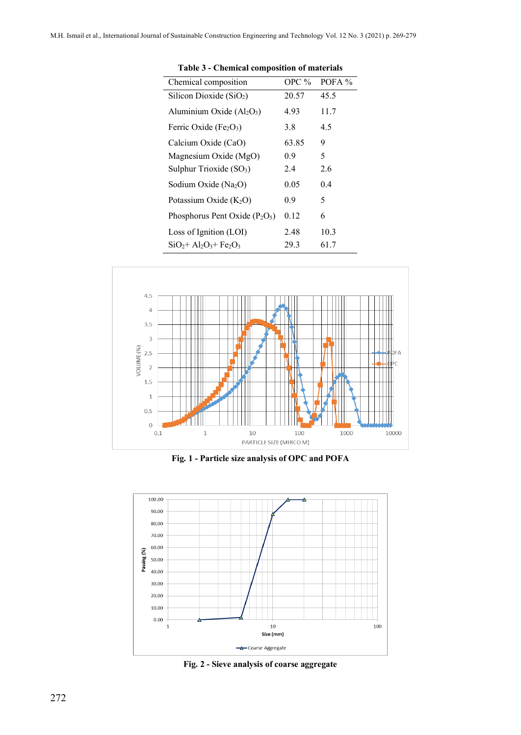**Table 3 - Chemical composition of materials**

| Chemical composition | OPC % | POFA % |
|---|---|---|
| Silicon Dioxide ($SiO_2$) | 20.57 | 45.5 |
| Aluminium Oxide ($Al_2O_3$) | 4.93 | 11.7 |
| Ferric Oxide ($Fe_2O_3$) | 3.8 | 4.5 |
| Calcium Oxide (CaO) | 63.85 | 9 |
| Magnesium Oxide (MgO) | 0.9 | 5 |
| Sulphur Trioxide ($SO_3$) | 2.4 | 2.6 |
| Sodium Oxide ($Na_2O$) | 0.05 | 0.4 |
| Potassium Oxide ($K_2O$) | 0.9 | 5 |
| Phosphorus Pent Oxide ($P_2O_5$) | 0.12 | 6 |
| Loss of Ignition (LOI) | 2.48 | 10.3 |
| $SiO_2$+ $Al_2O_3$+ $Fe_2O_3$ | 29.3 | 61.7 |

**Fig. 1 - Particle size analysis of OPC and POFA**

**Fig. 2 - Sieve analysis of coarse aggregate**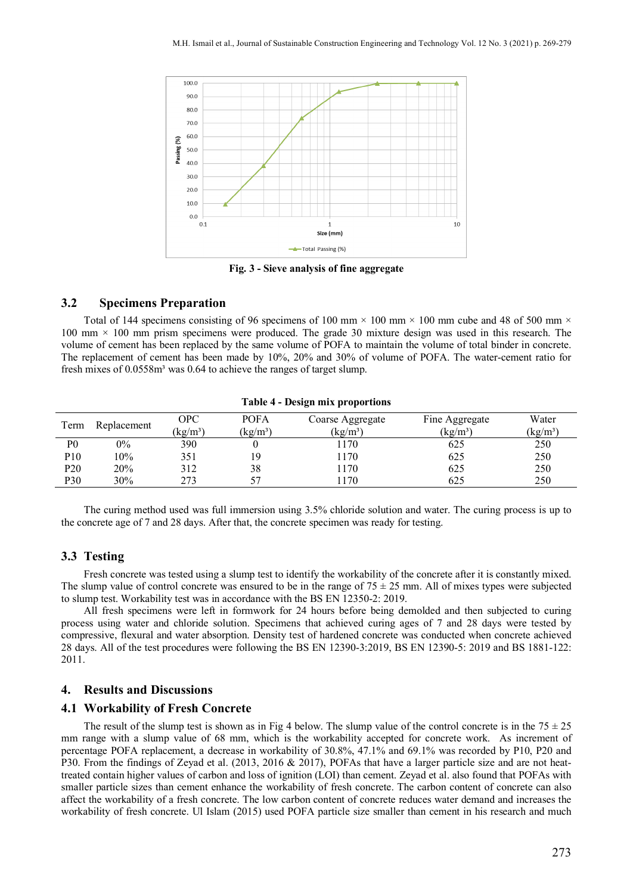Fig. 3 - Sieve analysis of fine aggregate

## 3.2 Specimens Preparation

Total of 144 specimens consisting of 96 specimens of 100 mm × 100 mm × 100 mm cube and 48 of 500 mm × 100 mm × 100 mm prism specimens were produced. The grade 30 mixture design was used in this research. The volume of cement has been replaced by the same volume of POFA to maintain the volume of total binder in concrete. The replacement of cement has been made by 10%, 20% and 30% of volume of POFA. The water-cement ratio for fresh mixes of 0.0558m³ was 0.64 to achieve the ranges of target slump.

**Table 4 - Design mix proportions**

| Term | Replacement | OPC (kg/m³) | POFA (kg/m³) | Coarse Aggregate (kg/m³) | Fine Aggregate (kg/m³) | Water (kg/m³) |
|---|---|---|---|---|---|---|
| P0 | 0% | 390 | 0 | 1170 | 625 | 250 |
| P10 | 10% | 351 | 19 | 1170 | 625 | 250 |
| P20 | 20% | 312 | 38 | 1170 | 625 | 250 |
| P30 | 30% | 273 | 57 | 1170 | 625 | 250 |

The curing method used was full immersion using 3.5% chloride solution and water. The curing process is up to the concrete age of 7 and 28 days. After that, the concrete specimen was ready for testing.

## 3.3 Testing

Fresh concrete was tested using a slump test to identify the workability of the concrete after it is constantly mixed. The slump value of control concrete was ensured to be in the range of 75 ± 25 mm. All of mixes types were subjected to slump test. Workability test was in accordance with the BS EN 12350-2: 2019.

All fresh specimens were left in formwork for 24 hours before being demolded and then subjected to curing process using water and chloride solution. Specimens that achieved curing ages of 7 and 28 days were tested by compressive, flexural and water absorption. Density test of hardened concrete was conducted when concrete achieved 28 days. All of the test procedures were following the BS EN 12390-3:2019, BS EN 12390-5: 2019 and BS 1881-122: 2011.

# 4. Results and Discussions

## 4.1 Workability of Fresh Concrete

The result of the slump test is shown as in Fig 4 below. The slump value of the control concrete is in the 75 ± 25 mm range with a slump value of 68 mm, which is the workability accepted for concrete work. As increment of percentage POFA replacement, a decrease in workability of 30.8%, 47.1% and 69.1% was recorded by P10, P20 and P30. From the findings of Zeyad et al. (2013, 2016 & 2017), POFAs that have a larger particle size and are not heat-treated contain higher values of carbon and loss of ignition (LOI) than cement. Zeyad et al. also found that POFAs with smaller particle sizes than cement enhance the workability of fresh concrete. The carbon content of concrete can also affect the workability of a fresh concrete. The low carbon content of concrete reduces water demand and increases the workability of fresh concrete. Ul Islam (2015) used POFA particle size smaller than cement in his research and much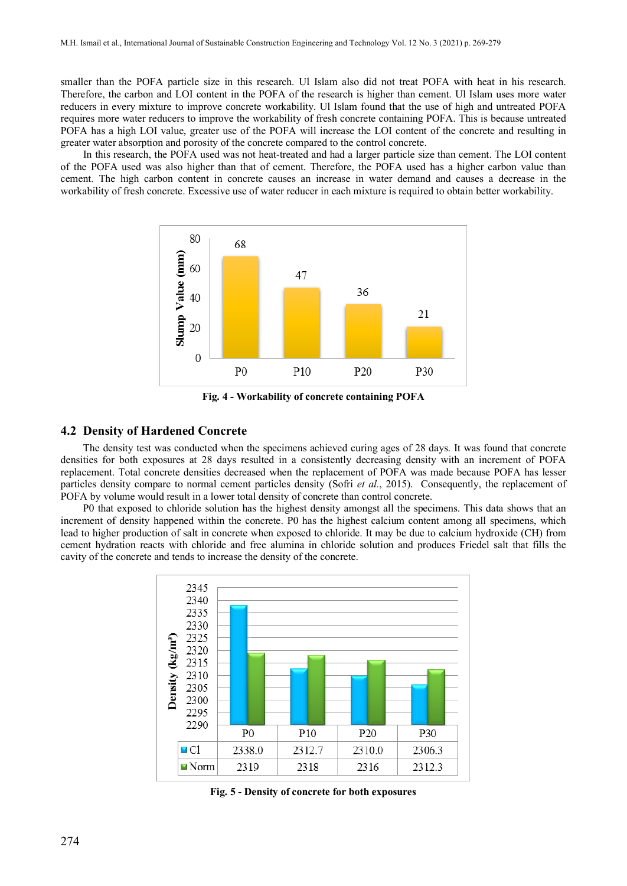smaller than the POFA particle size in this research. Ul Islam also did not treat POFA with heat in his research. Therefore, the carbon and LOI content in the POFA of the research is higher than cement. Ul Islam uses more water reducers in every mixture to improve concrete workability. Ul Islam found that the use of high and untreated POFA requires more water reducers to improve the workability of fresh concrete containing POFA. This is because untreated POFA has a high LOI value, greater use of the POFA will increase the LOI content of the concrete and resulting in greater water absorption and porosity of the concrete compared to the control concrete.

In this research, the POFA used was not heat-treated and had a larger particle size than cement. The LOI content of the POFA used was also higher than that of cement. Therefore, the POFA used has a higher carbon value than cement. The high carbon content in concrete causes an increase in water demand and causes a decrease in the workability of fresh concrete. Excessive use of water reducer in each mixture is required to obtain better workability.

**Fig. 4 - Workability of concrete containing POFA**

## 4.2 Density of Hardened Concrete

The density test was conducted when the specimens achieved curing ages of 28 days. It was found that concrete densities for both exposures at 28 days resulted in a consistently decreasing density with an increment of POFA replacement. Total concrete densities decreased when the replacement of POFA was made because POFA has lesser particles density compare to normal cement particles density (Sofri *et al.*, 2015). Consequently, the replacement of POFA by volume would result in a lower total density of concrete than control concrete.

P0 that exposed to chloride solution has the highest density amongst all the specimens. This data shows that an increment of density happened within the concrete. P0 has the highest calcium content among all specimens, which lead to higher production of salt in concrete when exposed to chloride. It may be due to calcium hydroxide (CH) from cement hydration reacts with chloride and free alumina in chloride solution and produces Friedel salt that fills the cavity of the concrete and tends to increase the density of the concrete.

|  | P0 | P10 | P20 | P30 |
|---|---|---|---|---|
| Cl | 2338.0 | 2312.7 | 2310.0 | 2306.3 |
| Norm | 2319 | 2318 | 2316 | 2312.3 |

**Fig. 5 - Density of concrete for both exposures**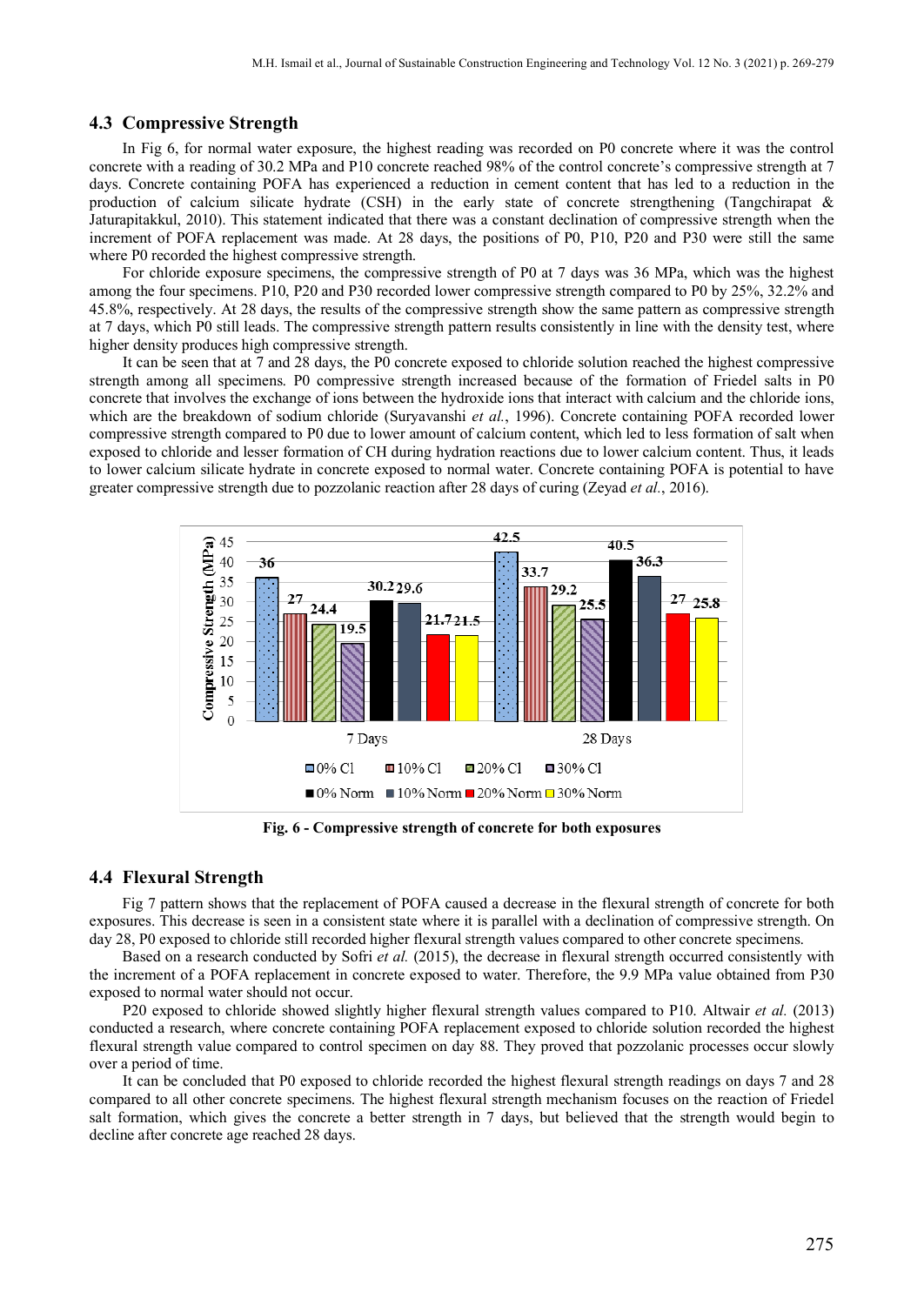## 4.3 Compressive Strength

In Fig 6, for normal water exposure, the highest reading was recorded on P0 concrete where it was the control concrete with a reading of 30.2 MPa and P10 concrete reached 98% of the control concrete's compressive strength at 7 days. Concrete containing POFA has experienced a reduction in cement content that has led to a reduction in the production of calcium silicate hydrate (CSH) in the early state of concrete strengthening (Tangchirapat & Jaturapitakkul, 2010). This statement indicated that there was a constant declination of compressive strength when the increment of POFA replacement was made. At 28 days, the positions of P0, P10, P20 and P30 were still the same where P0 recorded the highest compressive strength.

For chloride exposure specimens, the compressive strength of P0 at 7 days was 36 MPa, which was the highest among the four specimens. P10, P20 and P30 recorded lower compressive strength compared to P0 by 25%, 32.2% and 45.8%, respectively. At 28 days, the results of the compressive strength show the same pattern as compressive strength at 7 days, which P0 still leads. The compressive strength pattern results consistently in line with the density test, where higher density produces high compressive strength.

It can be seen that at 7 and 28 days, the P0 concrete exposed to chloride solution reached the highest compressive strength among all specimens. P0 compressive strength increased because of the formation of Friedel salts in P0 concrete that involves the exchange of ions between the hydroxide ions that interact with calcium and the chloride ions, which are the breakdown of sodium chloride (Suryavanshi *et al.*, 1996). Concrete containing POFA recorded lower compressive strength compared to P0 due to lower amount of calcium content, which led to less formation of salt when exposed to chloride and lesser formation of CH during hydration reactions due to lower calcium content. Thus, it leads to lower calcium silicate hydrate in concrete exposed to normal water. Concrete containing POFA is potential to have greater compressive strength due to pozzolanic reaction after 28 days of curing (Zeyad *et al.*, 2016).

**Fig. 6 - Compressive strength of concrete for both exposures**

## 4.4 Flexural Strength

Fig 7 pattern shows that the replacement of POFA caused a decrease in the flexural strength of concrete for both exposures. This decrease is seen in a consistent state where it is parallel with a declination of compressive strength. On day 28, P0 exposed to chloride still recorded higher flexural strength values compared to other concrete specimens.

Based on a research conducted by Sofri *et al.* (2015), the decrease in flexural strength occurred consistently with the increment of a POFA replacement in concrete exposed to water. Therefore, the 9.9 MPa value obtained from P30 exposed to normal water should not occur.

P20 exposed to chloride showed slightly higher flexural strength values compared to P10. Altwair *et al.* (2013) conducted a research, where concrete containing POFA replacement exposed to chloride solution recorded the highest flexural strength value compared to control specimen on day 88. They proved that pozzolanic processes occur slowly over a period of time.

It can be concluded that P0 exposed to chloride recorded the highest flexural strength readings on days 7 and 28 compared to all other concrete specimens. The highest flexural strength mechanism focuses on the reaction of Friedel salt formation, which gives the concrete a better strength in 7 days, but believed that the strength would begin to decline after concrete age reached 28 days.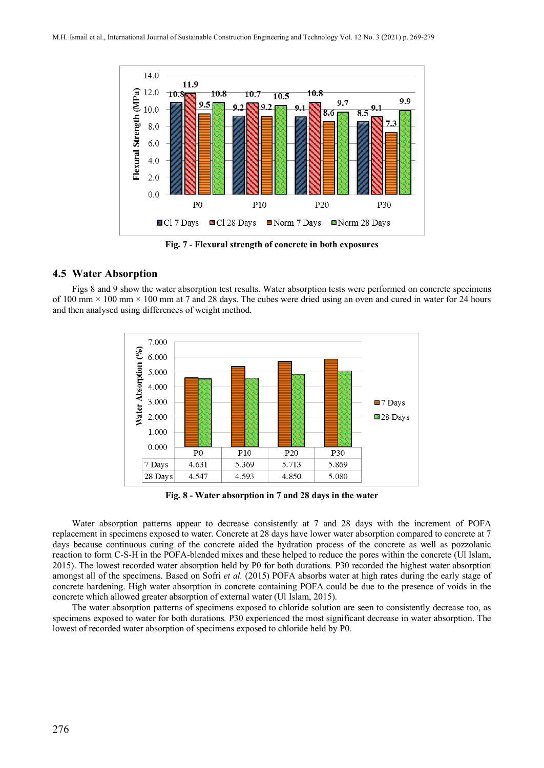**Fig. 7 - Flexural strength of concrete in both exposures**

## 4.5 Water Absorption

Figs 8 and 9 show the water absorption test results. Water absorption tests were performed on concrete specimens of 100 mm × 100 mm × 100 mm at 7 and 28 days. The cubes were dried using an oven and cured in water for 24 hours and then analysed using differences of weight method.

| | P0 | P10 | P20 | P30 |
|---|---|---|---|---|
| 7 Days | 4.631 | 5.369 | 5.713 | 5.869 |
| 28 Days | 4.547 | 4.593 | 4.850 | 5.080 |

**Fig. 8 - Water absorption in 7 and 28 days in the water**

Water absorption patterns appear to decrease consistently at 7 and 28 days with the increment of POFA replacement in specimens exposed to water. Concrete at 28 days have lower water absorption compared to concrete at 7 days because continuous curing of the concrete aided the hydration process of the concrete as well as pozzolanic reaction to form C-S-H in the POFA-blended mixes and these helped to reduce the pores within the concrete (Ul Islam, 2015). The lowest recorded water absorption held by P0 for both durations. P30 recorded the highest water absorption amongst all of the specimens. Based on Sofri *et al.* (2015) POFA absorbs water at high rates during the early stage of concrete hardening. High water absorption in concrete containing POFA could be due to the presence of voids in the concrete which allowed greater absorption of external water (Ul Islam, 2015).

The water absorption patterns of specimens exposed to chloride solution are seen to consistently decrease too, as specimens exposed to water for both durations. P30 experienced the most significant decrease in water absorption. The lowest of recorded water absorption of specimens exposed to chloride held by P0.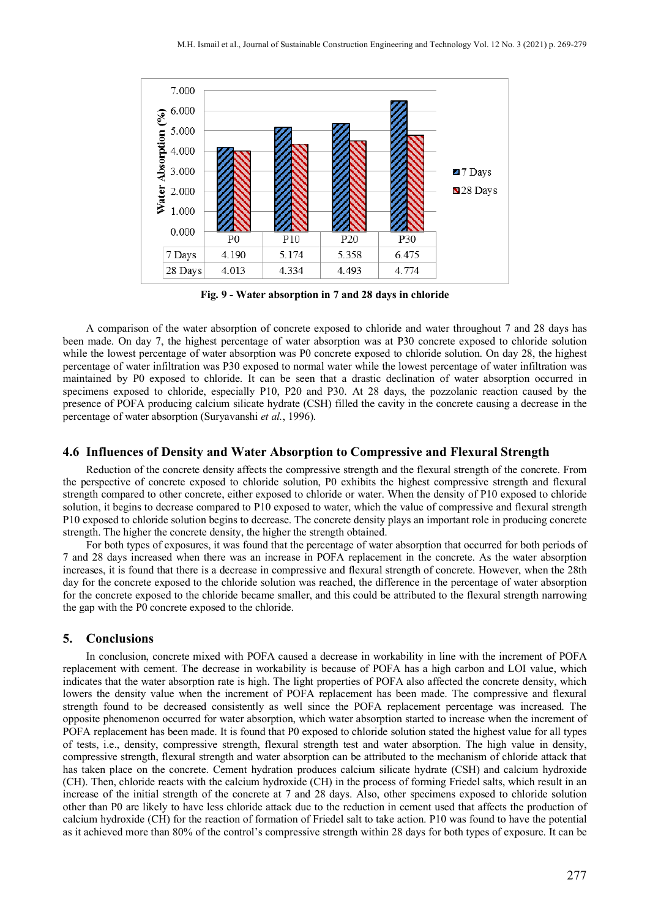| | P0 | P10 | P20 | P30 |
|---|---|---|---|---|
| 7 Days | 4.190 | 5.174 | 5.358 | 6.475 |
| 28 Days | 4.013 | 4.334 | 4.493 | 4.774 |

**Fig. 9 - Water absorption in 7 and 28 days in chloride**

A comparison of the water absorption of concrete exposed to chloride and water throughout 7 and 28 days has been made. On day 7, the highest percentage of water absorption was at P30 concrete exposed to chloride solution while the lowest percentage of water absorption was P0 concrete exposed to chloride solution. On day 28, the highest percentage of water infiltration was P30 exposed to normal water while the lowest percentage of water infiltration was maintained by P0 exposed to chloride. It can be seen that a drastic declination of water absorption occurred in specimens exposed to chloride, especially P10, P20 and P30. At 28 days, the pozzolanic reaction caused by the presence of POFA producing calcium silicate hydrate (CSH) filled the cavity in the concrete causing a decrease in the percentage of water absorption (Suryavanshi *et al.*, 1996).

### 4.6 Influences of Density and Water Absorption to Compressive and Flexural Strength

Reduction of the concrete density affects the compressive strength and the flexural strength of the concrete. From the perspective of concrete exposed to chloride solution, P0 exhibits the highest compressive strength and flexural strength compared to other concrete, either exposed to chloride or water. When the density of P10 exposed to chloride solution, it begins to decrease compared to P10 exposed to water, which the value of compressive and flexural strength P10 exposed to chloride solution begins to decrease. The concrete density plays an important role in producing concrete strength. The higher the concrete density, the higher the strength obtained.

For both types of exposures, it was found that the percentage of water absorption that occurred for both periods of 7 and 28 days increased when there was an increase in POFA replacement in the concrete. As the water absorption increases, it is found that there is a decrease in compressive and flexural strength of concrete. However, when the 28th day for the concrete exposed to the chloride solution was reached, the difference in the percentage of water absorption for the concrete exposed to the chloride became smaller, and this could be attributed to the flexural strength narrowing the gap with the P0 concrete exposed to the chloride.

## 5. Conclusions

In conclusion, concrete mixed with POFA caused a decrease in workability in line with the increment of POFA replacement with cement. The decrease in workability is because of POFA has a high carbon and LOI value, which indicates that the water absorption rate is high. The light properties of POFA also affected the concrete density, which lowers the density value when the increment of POFA replacement has been made. The compressive and flexural strength found to be decreased consistently as well since the POFA replacement percentage was increased. The opposite phenomenon occurred for water absorption, which water absorption started to increase when the increment of POFA replacement has been made. It is found that P0 exposed to chloride solution stated the highest value for all types of tests, i.e., density, compressive strength, flexural strength test and water absorption. The high value in density, compressive strength, flexural strength and water absorption can be attributed to the mechanism of chloride attack that has taken place on the concrete. Cement hydration produces calcium silicate hydrate (CSH) and calcium hydroxide (CH). Then, chloride reacts with the calcium hydroxide (CH) in the process of forming Friedel salts, which result in an increase of the initial strength of the concrete at 7 and 28 days. Also, other specimens exposed to chloride solution other than P0 are likely to have less chloride attack due to the reduction in cement used that affects the production of calcium hydroxide (CH) for the reaction of formation of Friedel salt to take action. P10 was found to have the potential as it achieved more than 80% of the control's compressive strength within 28 days for both types of exposure. It can be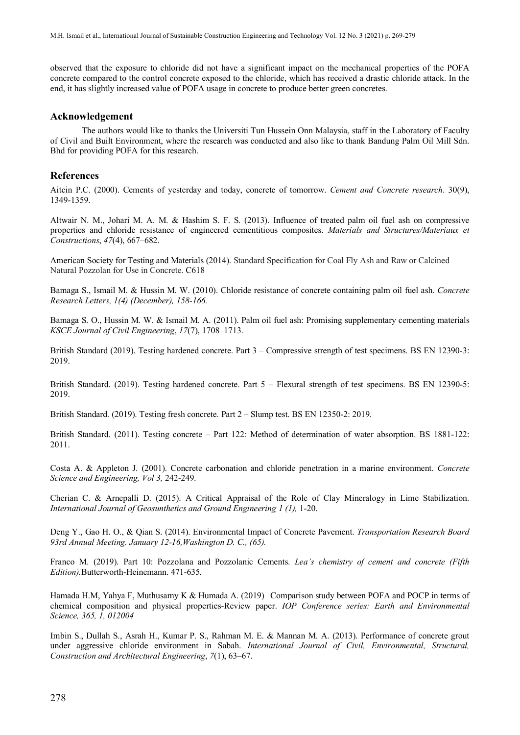observed that the exposure to chloride did not have a significant impact on the mechanical properties of the POFA concrete compared to the control concrete exposed to the chloride, which has received a drastic chloride attack. In the end, it has slightly increased value of POFA usage in concrete to produce better green concretes.

## Acknowledgement

The authors would like to thanks the Universiti Tun Hussein Onn Malaysia, staff in the Laboratory of Faculty of Civil and Built Environment, where the research was conducted and also like to thank Bandung Palm Oil Mill Sdn. Bhd for providing POFA for this research.

## References

Aitcin P.C. (2000). Cements of yesterday and today, concrete of tomorrow. *Cement and Concrete research*. 30(9), 1349-1359.

Altwair N. M., Johari M. A. M. & Hashim S. F. S. (2013). Influence of treated palm oil fuel ash on compressive properties and chloride resistance of engineered cementitious composites. *Materials and Structures/Materiaux et Constructions*, *47*(4), 667–682.

American Society for Testing and Materials (2014). Standard Specification for Coal Fly Ash and Raw or Calcined Natural Pozzolan for Use in Concrete. C618

Bamaga S., Ismail M. & Hussin M. W. (2010). Chloride resistance of concrete containing palm oil fuel ash. *Concrete Research Letters, 1(4) (December), 158-166.*

Bamaga S. O., Hussin M. W. & Ismail M. A. (2011). Palm oil fuel ash: Promising supplementary cementing materials *KSCE Journal of Civil Engineering*, *17*(7), 1708–1713.

British Standard (2019). Testing hardened concrete. Part 3 – Compressive strength of test specimens. BS EN 12390-3: 2019.

British Standard. (2019). Testing hardened concrete. Part 5 – Flexural strength of test specimens. BS EN 12390-5: 2019.

British Standard. (2019). Testing fresh concrete. Part 2 – Slump test. BS EN 12350-2: 2019.

British Standard. (2011). Testing concrete – Part 122: Method of determination of water absorption. BS 1881-122: 2011.

Costa A. & Appleton J. (2001). Concrete carbonation and chloride penetration in a marine environment. *Concrete Science and Engineering, Vol 3,* 242-249.

Cherian C. & Arnepalli D. (2015). A Critical Appraisal of the Role of Clay Mineralogy in Lime Stabilization. *International Journal of Geosunthetics and Ground Engineering 1 (1),* 1-20.

Deng Y., Gao H. O., & Qian S. (2014). Environmental Impact of Concrete Pavement. *Transportation Research Board 93rd Annual Meeting. January 12-16,Washington D. C., (65).*

Franco M. (2019). Part 10: Pozzolana and Pozzolanic Cements. *Lea's chemistry of cement and concrete (Fifth Edition).*Butterworth-Heinemann. 471-635*.*

Hamada H.M, Yahya F, Muthusamy K & Humada A. (2019) Comparison study between POFA and POCP in terms of chemical composition and physical properties-Review paper. *IOP Conference series: Earth and Environmental Science, 365, 1, 012004*

Imbin S., Dullah S., Asrah H., Kumar P. S., Rahman M. E. & Mannan M. A. (2013). Performance of concrete grout under aggressive chloride environment in Sabah. *International Journal of Civil, Environmental, Structural, Construction and Architectural Engineering*, *7*(1), 63–67.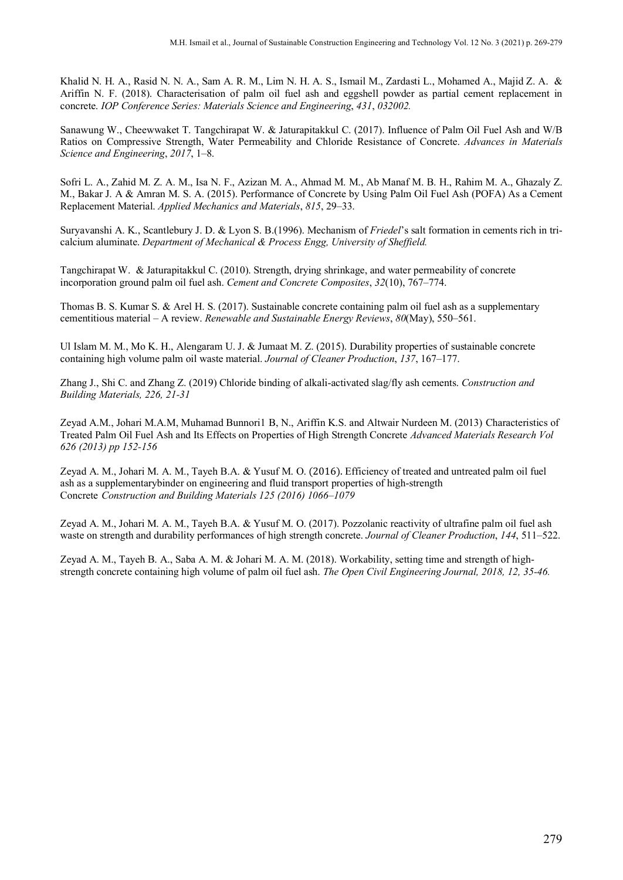Khalid N. H. A., Rasid N. N. A., Sam A. R. M., Lim N. H. A. S., Ismail M., Zardasti L., Mohamed A., Majid Z. A. & Ariffin N. F. (2018). Characterisation of palm oil fuel ash and eggshell powder as partial cement replacement in concrete. *IOP Conference Series: Materials Science and Engineering*, *431*, *032002.*

Sanawung W., Cheewwaket T. Tangchirapat W. & Jaturapitakkul C. (2017). Influence of Palm Oil Fuel Ash and W/B Ratios on Compressive Strength, Water Permeability and Chloride Resistance of Concrete. *Advances in Materials Science and Engineering*, *2017*, 1–8.

Sofri L. A., Zahid M. Z. A. M., Isa N. F., Azizan M. A., Ahmad M. M., Ab Manaf M. B. H., Rahim M. A., Ghazaly Z. M., Bakar J. A & Amran M. S. A. (2015). Performance of Concrete by Using Palm Oil Fuel Ash (POFA) As a Cement Replacement Material. *Applied Mechanics and Materials*, *815*, 29–33.

Suryavanshi A. K., Scantlebury J. D. & Lyon S. B.(1996). Mechanism of *Friedel*'s salt formation in cements rich in tri-calcium aluminate. *Department of Mechanical & Process Engg, University of Sheffield.*

Tangchirapat W. & Jaturapitakkul C. (2010). Strength, drying shrinkage, and water permeability of concrete incorporation ground palm oil fuel ash. *Cement and Concrete Composites*, *32*(10), 767–774.

Thomas B. S. Kumar S. & Arel H. S. (2017). Sustainable concrete containing palm oil fuel ash as a supplementary cementitious material – A review. *Renewable and Sustainable Energy Reviews*, *80*(May), 550–561.

Ul Islam M. M., Mo K. H., Alengaram U. J. & Jumaat M. Z. (2015). Durability properties of sustainable concrete containing high volume palm oil waste material. *Journal of Cleaner Production*, *137*, 167–177.

Zhang J., Shi C. and Zhang Z. (2019) Chloride binding of alkali-activated slag/fly ash cements. *Construction and Building Materials, 226, 21-31*

Zeyad A.M., Johari M.A.M, Muhamad Bunnori1 B, N., Ariffin K.S. and Altwair Nurdeen M. (2013) Characteristics of Treated Palm Oil Fuel Ash and Its Effects on Properties of High Strength Concrete *Advanced Materials Research Vol 626 (2013) pp 152-156*

Zeyad A. M., Johari M. A. M., Tayeh B.A. & Yusuf M. O. (2016). Efficiency of treated and untreated palm oil fuel ash as a supplementarybinder on engineering and fluid transport properties of high-strength Concrete *Construction and Building Materials 125 (2016) 1066–1079*

Zeyad A. M., Johari M. A. M., Tayeh B.A. & Yusuf M. O. (2017). Pozzolanic reactivity of ultrafine palm oil fuel ash waste on strength and durability performances of high strength concrete. *Journal of Cleaner Production*, *144*, 511–522.

Zeyad A. M., Tayeh B. A., Saba A. M. & Johari M. A. M. (2018). Workability, setting time and strength of high-strength concrete containing high volume of palm oil fuel ash. *The Open Civil Engineering Journal, 2018, 12, 35-46.*